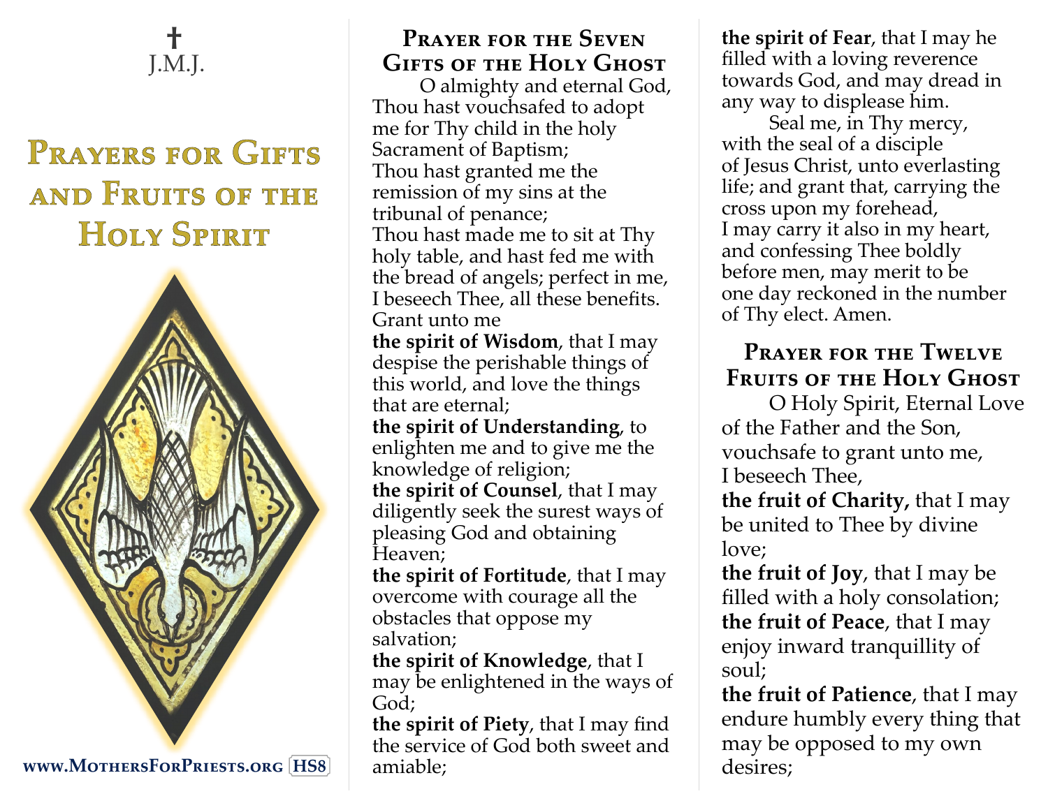✝
J.M.J.

# Prayers for Gifts and Fruits of the Holy Spirit

www.MothersForPriests.org HS8

## Prayer for the Seven Gifts of the Holy Ghost

O almighty and eternal God, Thou hast vouchsafed to adopt me for Thy child in the holy Sacrament of Baptism;
Thou hast granted me the remission of my sins at the tribunal of penance;
Thou hast made me to sit at Thy holy table, and hast fed me with the bread of angels; perfect in me, I beseech Thee, all these benefits.
Grant unto me
**the spirit of Wisdom**, that I may despise the perishable things of this world, and love the things that are eternal;
**the spirit of Understanding**, to enlighten me and to give me the knowledge of religion;
**the spirit of Counsel**, that I may diligently seek the surest ways of pleasing God and obtaining Heaven;
**the spirit of Fortitude**, that I may overcome with courage all the obstacles that oppose my salvation;
**the spirit of Knowledge**, that I may be enlightened in the ways of God;
**the spirit of Piety**, that I may find the service of God both sweet and amiable;
**the spirit of Fear**, that I may he filled with a loving reverence towards God, and may dread in any way to displease him.

Seal me, in Thy mercy, with the seal of a disciple of Jesus Christ, unto everlasting life; and grant that, carrying the cross upon my forehead, I may carry it also in my heart, and confessing Thee boldly before men, may merit to be one day reckoned in the number of Thy elect. Amen.

## Prayer for the Twelve Fruits of the Holy Ghost

O Holy Spirit, Eternal Love of the Father and the Son, vouchsafe to grant unto me, I beseech Thee,
**the fruit of Charity,** that I may be united to Thee by divine love;
**the fruit of Joy**, that I may be filled with a holy consolation;
**the fruit of Peace**, that I may enjoy inward tranquillity of soul;
**the fruit of Patience**, that I may endure humbly every thing that may be opposed to my own desires;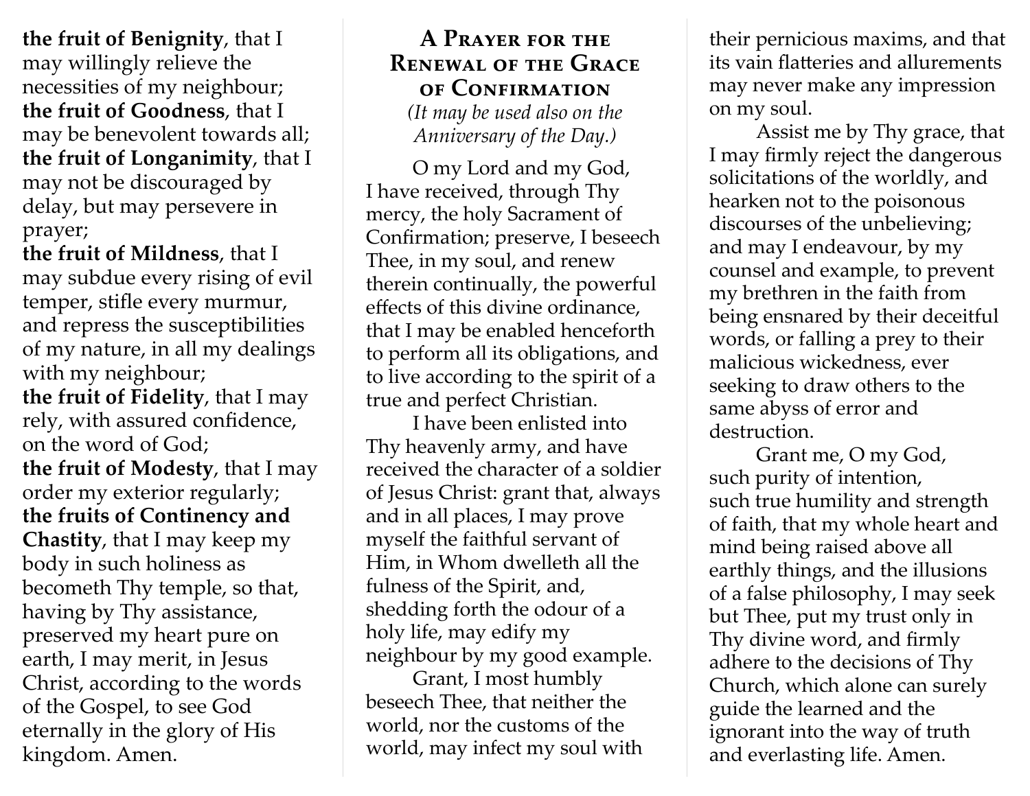**the fruit of Benignity**, that I may willingly relieve the necessities of my neighbour;
**the fruit of Goodness**, that I may be benevolent towards all;
**the fruit of Longanimity**, that I may not be discouraged by delay, but may persevere in prayer;
**the fruit of Mildness**, that I may subdue every rising of evil temper, stifle every murmur, and repress the susceptibilities of my nature, in all my dealings with my neighbour;
**the fruit of Fidelity**, that I may rely, with assured confidence, on the word of God;
**the fruit of Modesty**, that I may order my exterior regularly;
**the fruits of Continency and Chastity**, that I may keep my body in such holiness as becometh Thy temple, so that, having by Thy assistance, preserved my heart pure on earth, I may merit, in Jesus Christ, according to the words of the Gospel, to see God eternally in the glory of His kingdom. Amen.

## A Prayer for the Renewal of the Grace of Confirmation

*(It may be used also on the Anniversary of the Day.)*

O my Lord and my God, I have received, through Thy mercy, the holy Sacrament of Confirmation; preserve, I beseech Thee, in my soul, and renew therein continually, the powerful effects of this divine ordinance, that I may be enabled henceforth to perform all its obligations, and to live according to the spirit of a true and perfect Christian.

I have been enlisted into Thy heavenly army, and have received the character of a soldier of Jesus Christ: grant that, always and in all places, I may prove myself the faithful servant of Him, in Whom dwelleth all the fulness of the Spirit, and, shedding forth the odour of a holy life, may edify my neighbour by my good example.

Grant, I most humbly beseech Thee, that neither the world, nor the customs of the world, may infect my soul with their pernicious maxims, and that its vain flatteries and allurements may never make any impression on my soul.

Assist me by Thy grace, that I may firmly reject the dangerous solicitations of the worldly, and hearken not to the poisonous discourses of the unbelieving; and may I endeavour, by my counsel and example, to prevent my brethren in the faith from being ensnared by their deceitful words, or falling a prey to their malicious wickedness, ever seeking to draw others to the same abyss of error and destruction.

Grant me, O my God, such purity of intention, such true humility and strength of faith, that my whole heart and mind being raised above all earthly things, and the illusions of a false philosophy, I may seek but Thee, put my trust only in Thy divine word, and firmly adhere to the decisions of Thy Church, which alone can surely guide the learned and the ignorant into the way of truth and everlasting life. Amen.